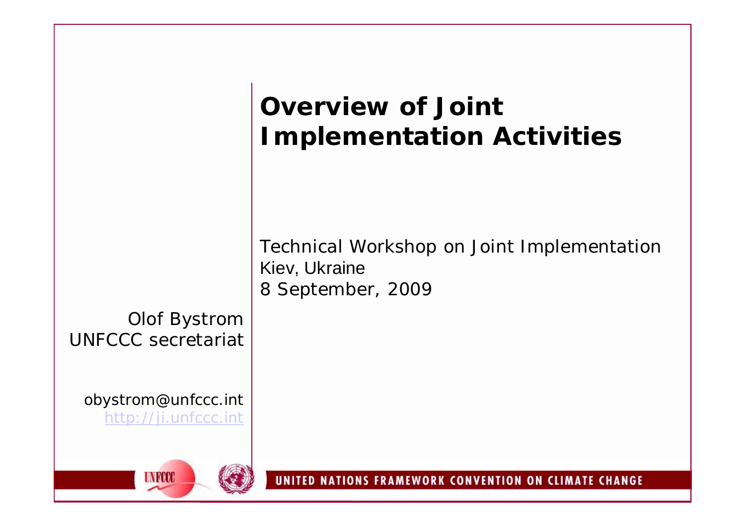# Overview of Joint Implementation Activities

Technical Workshop on Joint Implementation
Kiev, Ukraine
8 September, 2009

Olof Bystrom
UNFCCC secretariat

obystrom@unfccc.int
http://ji.unfccc.int

UNITED NATIONS FRAMEWORK CONVENTION ON CLIMATE CHANGE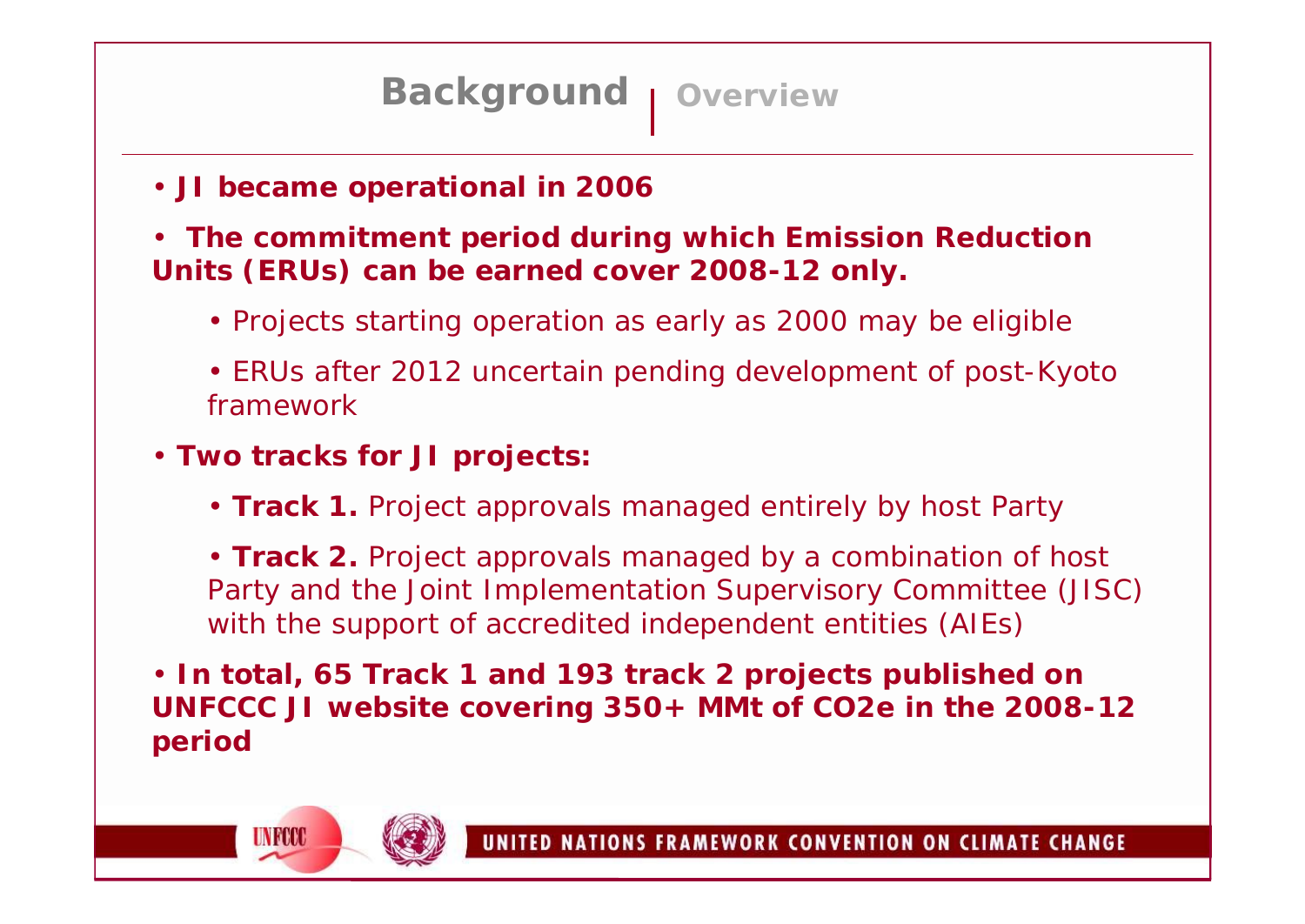# Background | Overview

- **JI became operational in 2006**
- **The commitment period during which Emission Reduction Units (ERUs) can be earned cover 2008-12 only.**
  - Projects starting operation as early as 2000 may be eligible
  - ERUs after 2012 uncertain pending development of post-Kyoto framework
- **Two tracks for JI projects:**
  - **Track 1.** Project approvals managed entirely by host Party
  - **Track 2.** Project approvals managed by a combination of host Party and the Joint Implementation Supervisory Committee (JISC) with the support of accredited independent entities (AIEs)
- **In total, 65 Track 1 and 193 track 2 projects published on UNFCCC JI website covering 350+ MMt of CO2e in the 2008-12 period**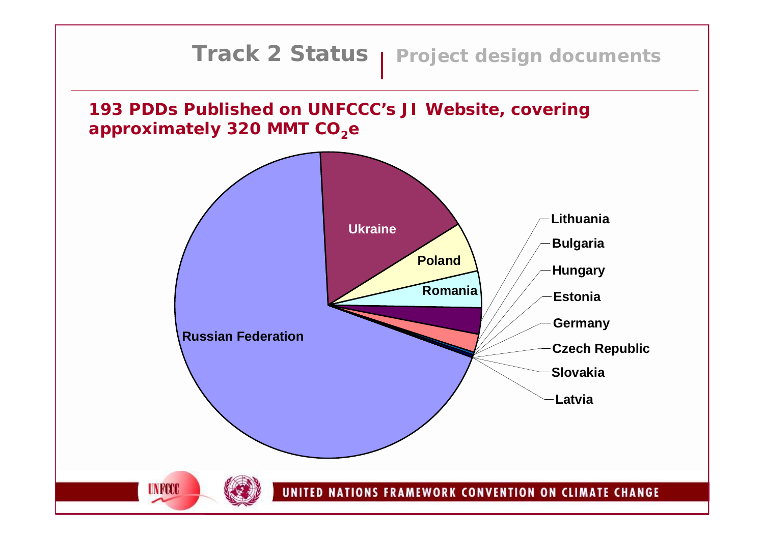# Track 2 Status | Project design documents

**193 PDDs Published on UNFCCC's JI Website, covering approximately 320 MMT $CO_2e$**

Russian Federation

Ukraine

Poland

Romania

Lithuania

Bulgaria

Hungary

Estonia

Germany

Czech Republic

Slovakia

Latvia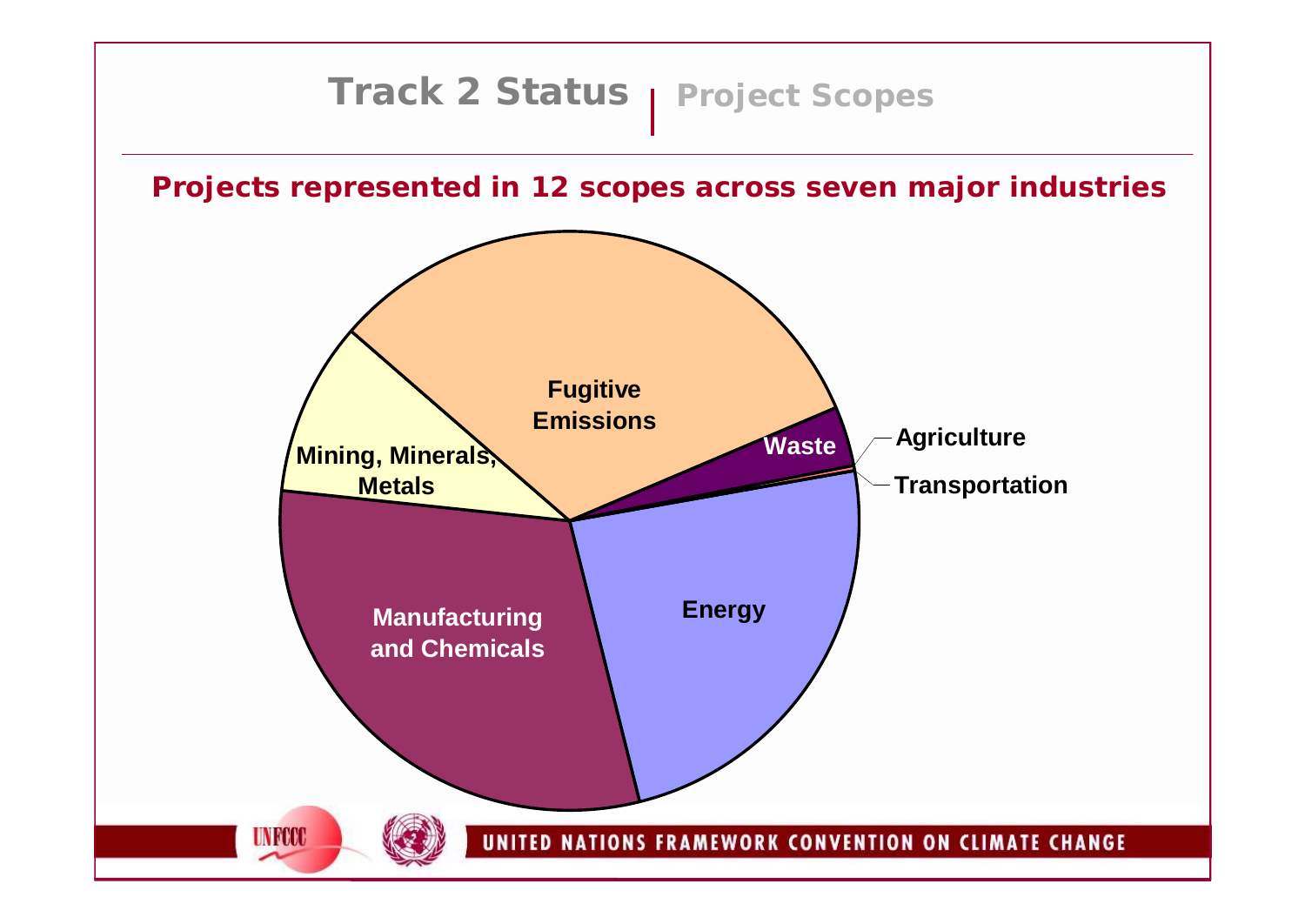# Track 2 Status | Project Scopes

**Projects represented in 12 scopes across seven major industries**

Fugitive Emissions

Waste

Agriculture

Transportation

Energy

Manufacturing and Chemicals

Mining, Minerals, Metals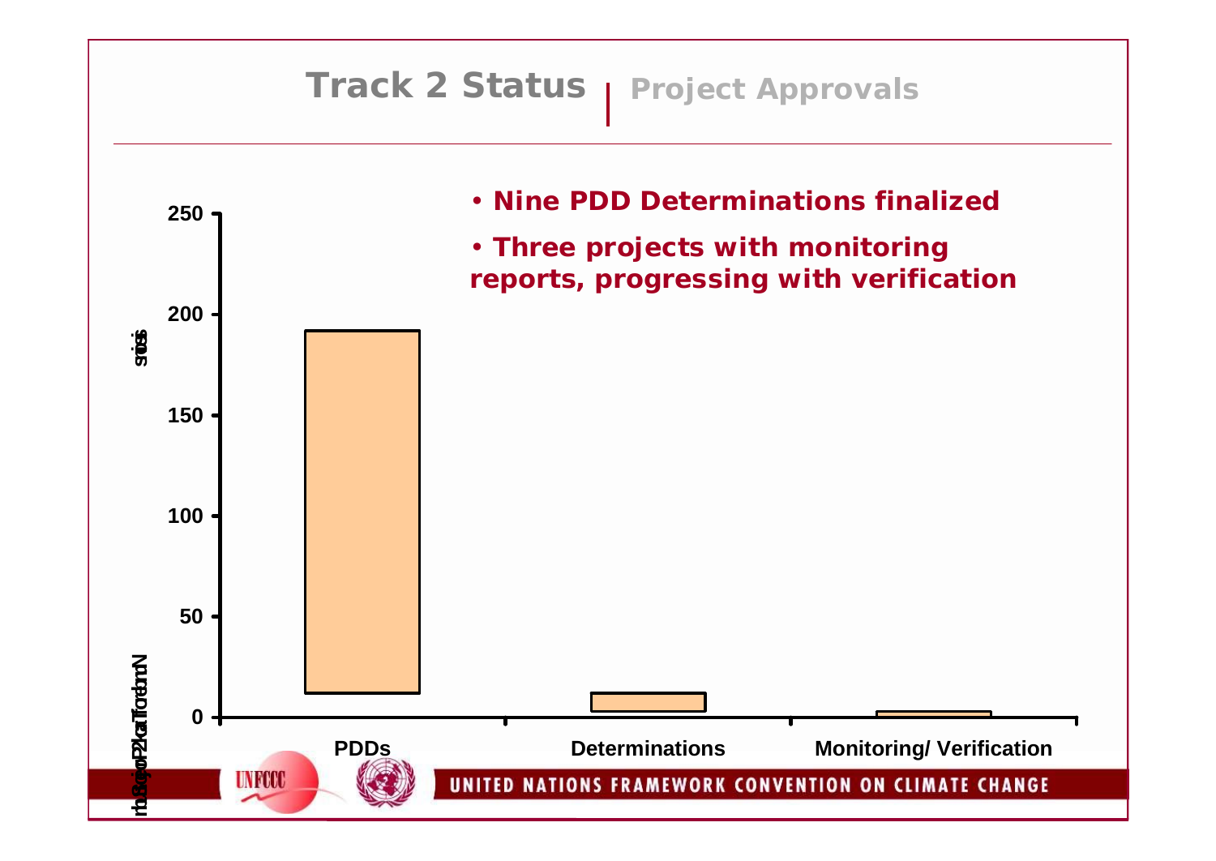# Track 2 Status | Project Approvals

- Nine PDD Determinations finalized
- Three projects with monitoring reports, progressing with verification

| Category | Number of Track 2 Projects/Submissions |
|---|---|
| PDDs | ~192 |
| Determinations | ~12 |
| Monitoring/ Verification | ~3 |

UNITED NATIONS FRAMEWORK CONVENTION ON CLIMATE CHANGE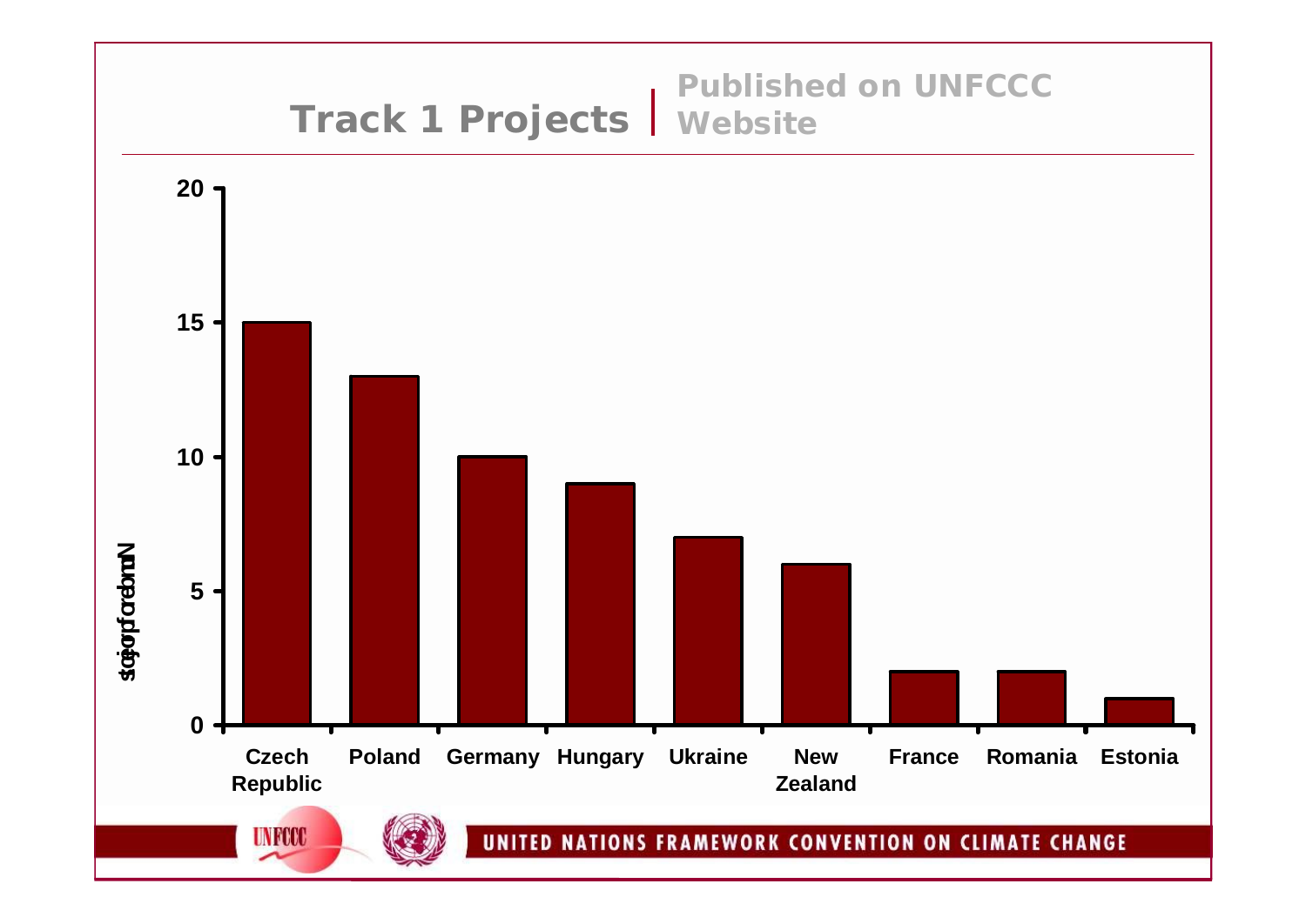# Track 1 Projects | Published on UNFCCC Website

| Country | Number of projects |
| --- | --- |
| Czech Republic | 15 |
| Poland | 13 |
| Germany | 10 |
| Hungary | 9 |
| Ukraine | 7 |
| New Zealand | 6 |
| France | 2 |
| Romania | 2 |
| Estonia | 1 |

UNITED NATIONS FRAMEWORK CONVENTION ON CLIMATE CHANGE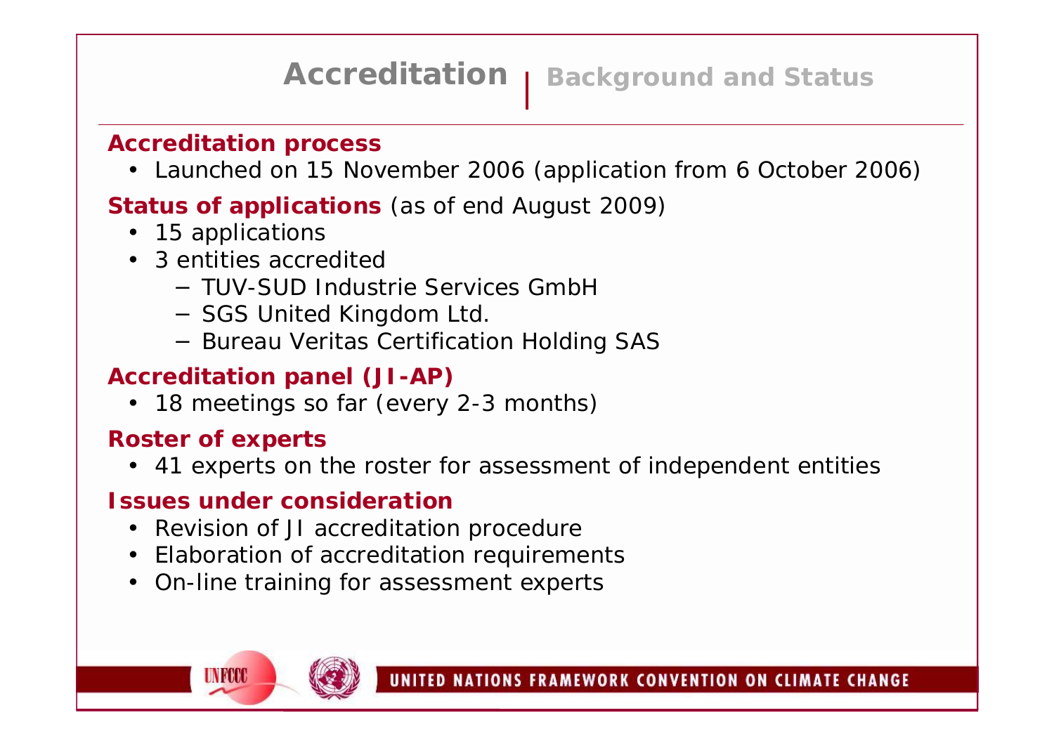# Accreditation | Background and Status

**Accreditation process**

- Launched on 15 November 2006 (application from 6 October 2006)

**Status of applications** (as of end August 2009)

- 15 applications
- 3 entities accredited
  - TUV-SUD Industrie Services GmbH
  - SGS United Kingdom Ltd.
  - Bureau Veritas Certification Holding SAS

**Accreditation panel (JI-AP)**

- 18 meetings so far (every 2-3 months)

**Roster of experts**

- 41 experts on the roster for assessment of independent entities

**Issues under consideration**

- Revision of JI accreditation procedure
- Elaboration of accreditation requirements
- On-line training for assessment experts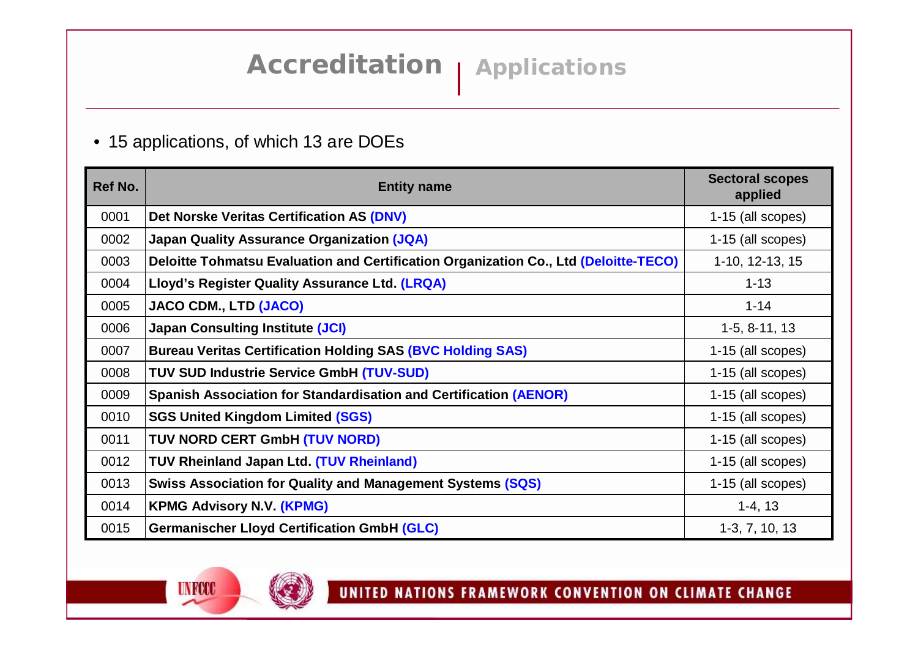# Accreditation | Applications

- 15 applications, of which 13 are DOEs

| Ref No. | Entity name | Sectoral scopes applied |
|---|---|---|
| 0001 | **Det Norske Veritas Certification AS (DNV)** | 1-15 (all scopes) |
| 0002 | **Japan Quality Assurance Organization (JQA)** | 1-15 (all scopes) |
| 0003 | **Deloitte Tohmatsu Evaluation and Certification Organization Co., Ltd (Deloitte-TECO)** | 1-10, 12-13, 15 |
| 0004 | **Lloyd's Register Quality Assurance Ltd. (LRQA)** | 1-13 |
| 0005 | **JACO CDM., LTD (JACO)** | 1-14 |
| 0006 | **Japan Consulting Institute (JCI)** | 1-5, 8-11, 13 |
| 0007 | **Bureau Veritas Certification Holding SAS (BVC Holding SAS)** | 1-15 (all scopes) |
| 0008 | **TUV SUD Industrie Service GmbH (TUV-SUD)** | 1-15 (all scopes) |
| 0009 | **Spanish Association for Standardisation and Certification (AENOR)** | 1-15 (all scopes) |
| 0010 | **SGS United Kingdom Limited (SGS)** | 1-15 (all scopes) |
| 0011 | **TUV NORD CERT GmbH (TUV NORD)** | 1-15 (all scopes) |
| 0012 | **TUV Rheinland Japan Ltd. (TUV Rheinland)** | 1-15 (all scopes) |
| 0013 | **Swiss Association for Quality and Management Systems (SQS)** | 1-15 (all scopes) |
| 0014 | **KPMG Advisory N.V. (KPMG)** | 1-4, 13 |
| 0015 | **Germanischer Lloyd Certification GmbH (GLC)** | 1-3, 7, 10, 13 |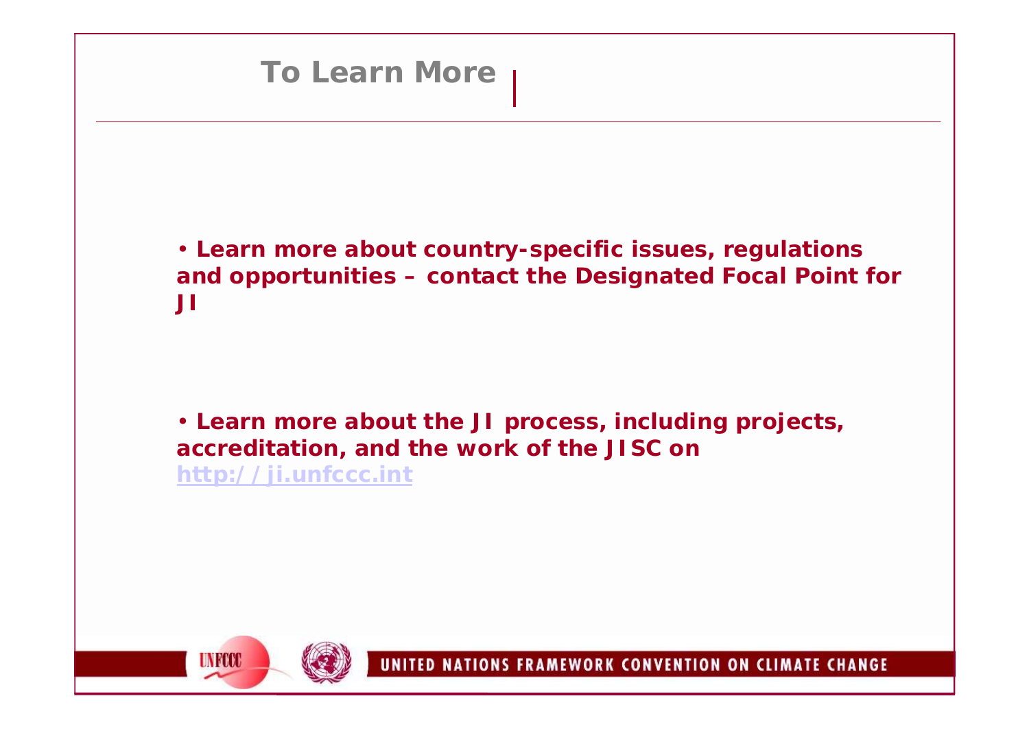# To Learn More

- Learn more about country-specific issues, regulations and opportunities – contact the Designated Focal Point for JI

- Learn more about the JI process, including projects, accreditation, and the work of the JISC on http://ji.unfccc.int